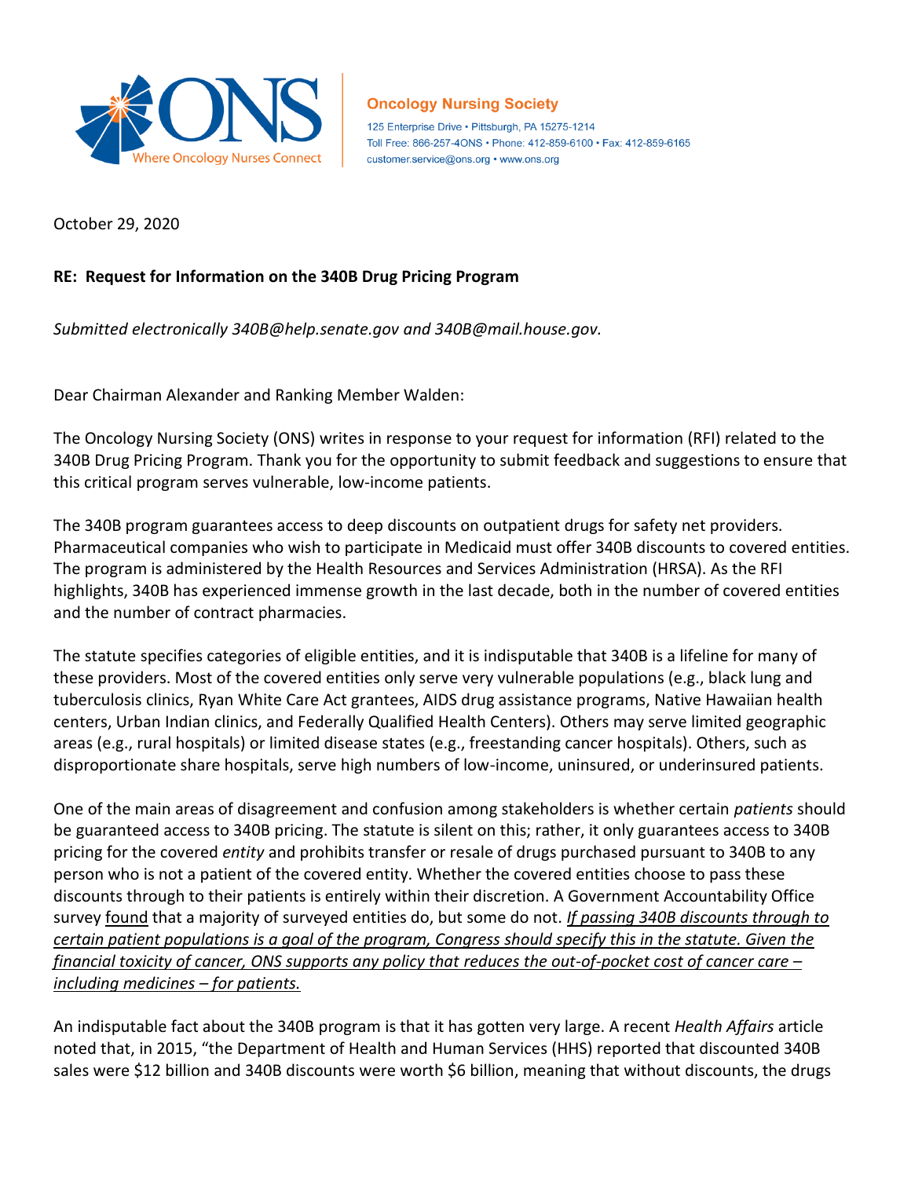**Oncology Nursing Society**

125 Enterprise Drive • Pittsburgh, PA 15275-1214
Toll Free: 866-257-4ONS • Phone: 412-859-6100 • Fax: 412-859-6165
customer.service@ons.org • www.ons.org

October 29, 2020

**RE: Request for Information on the 340B Drug Pricing Program**

*Submitted electronically 340B@help.senate.gov and 340B@mail.house.gov.*

Dear Chairman Alexander and Ranking Member Walden:

The Oncology Nursing Society (ONS) writes in response to your request for information (RFI) related to the 340B Drug Pricing Program. Thank you for the opportunity to submit feedback and suggestions to ensure that this critical program serves vulnerable, low-income patients.

The 340B program guarantees access to deep discounts on outpatient drugs for safety net providers. Pharmaceutical companies who wish to participate in Medicaid must offer 340B discounts to covered entities. The program is administered by the Health Resources and Services Administration (HRSA). As the RFI highlights, 340B has experienced immense growth in the last decade, both in the number of covered entities and the number of contract pharmacies.

The statute specifies categories of eligible entities, and it is indisputable that 340B is a lifeline for many of these providers. Most of the covered entities only serve very vulnerable populations (e.g., black lung and tuberculosis clinics, Ryan White Care Act grantees, AIDS drug assistance programs, Native Hawaiian health centers, Urban Indian clinics, and Federally Qualified Health Centers). Others may serve limited geographic areas (e.g., rural hospitals) or limited disease states (e.g., freestanding cancer hospitals). Others, such as disproportionate share hospitals, serve high numbers of low-income, uninsured, or underinsured patients.

One of the main areas of disagreement and confusion among stakeholders is whether certain *patients* should be guaranteed access to 340B pricing. The statute is silent on this; rather, it only guarantees access to 340B pricing for the covered *entity* and prohibits transfer or resale of drugs purchased pursuant to 340B to any person who is not a patient of the covered entity. Whether the covered entities choose to pass these discounts through to their patients is entirely within their discretion. A Government Accountability Office survey found that a majority of surveyed entities do, but some do not. *If passing 340B discounts through to certain patient populations is a goal of the program, Congress should specify this in the statute. Given the financial toxicity of cancer, ONS supports any policy that reduces the out-of-pocket cost of cancer care – including medicines – for patients.*

An indisputable fact about the 340B program is that it has gotten very large. A recent *Health Affairs* article noted that, in 2015, "the Department of Health and Human Services (HHS) reported that discounted 340B sales were $12 billion and 340B discounts were worth $6 billion, meaning that without discounts, the drugs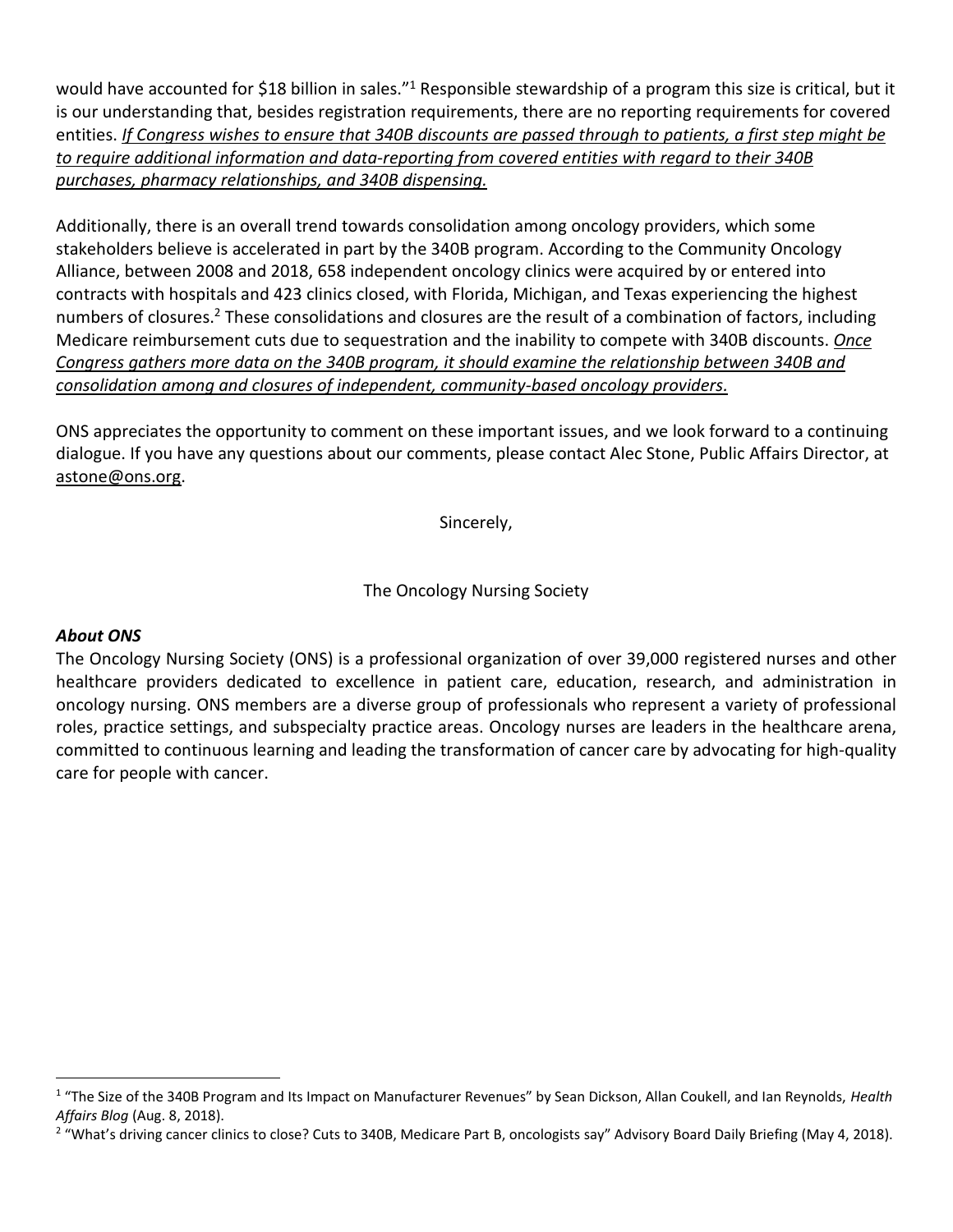would have accounted for $18 billion in sales."[1] Responsible stewardship of a program this size is critical, but it is our understanding that, besides registration requirements, there are no reporting requirements for covered entities. *If Congress wishes to ensure that 340B discounts are passed through to patients, a first step might be to require additional information and data-reporting from covered entities with regard to their 340B purchases, pharmacy relationships, and 340B dispensing.*

Additionally, there is an overall trend towards consolidation among oncology providers, which some stakeholders believe is accelerated in part by the 340B program. According to the Community Oncology Alliance, between 2008 and 2018, 658 independent oncology clinics were acquired by or entered into contracts with hospitals and 423 clinics closed, with Florida, Michigan, and Texas experiencing the highest numbers of closures.[2] These consolidations and closures are the result of a combination of factors, including Medicare reimbursement cuts due to sequestration and the inability to compete with 340B discounts. *Once Congress gathers more data on the 340B program, it should examine the relationship between 340B and consolidation among and closures of independent, community-based oncology providers.*

ONS appreciates the opportunity to comment on these important issues, and we look forward to a continuing dialogue. If you have any questions about our comments, please contact Alec Stone, Public Affairs Director, at astone@ons.org.

Sincerely,

The Oncology Nursing Society

***About ONS***

The Oncology Nursing Society (ONS) is a professional organization of over 39,000 registered nurses and other healthcare providers dedicated to excellence in patient care, education, research, and administration in oncology nursing. ONS members are a diverse group of professionals who represent a variety of professional roles, practice settings, and subspecialty practice areas. Oncology nurses are leaders in the healthcare arena, committed to continuous learning and leading the transformation of cancer care by advocating for high-quality care for people with cancer.

---

[1] "The Size of the 340B Program and Its Impact on Manufacturer Revenues" by Sean Dickson, Allan Coukell, and Ian Reynolds, *Health Affairs Blog* (Aug. 8, 2018).

[2] "What's driving cancer clinics to close? Cuts to 340B, Medicare Part B, oncologists say" Advisory Board Daily Briefing (May 4, 2018).